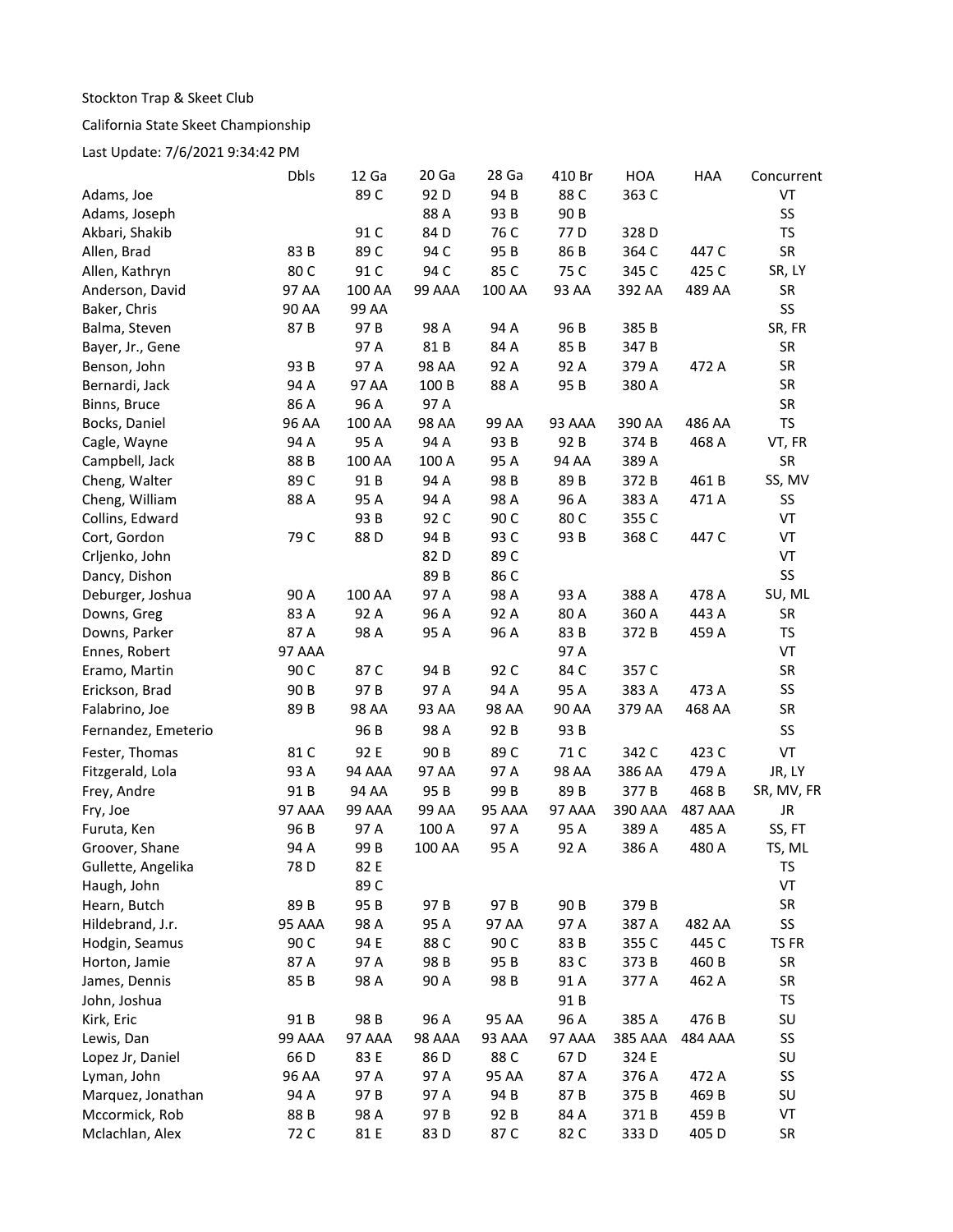Stockton Trap & Skeet Club

California State Skeet Championship

Last Update: 7/6/2021 9:34:42 PM

| | Dbls | 12 Ga | 20 Ga | 28 Ga | 410 Br | HOA | HAA | Concurrent |
|---|---|---|---|---|---|---|---|---|
| Adams, Joe | | 89 C | 92 D | 94 B | 88 C | 363 C | | VT |
| Adams, Joseph | | | 88 A | 93 B | 90 B | | | SS |
| Akbari, Shakib | | 91 C | 84 D | 76 C | 77 D | 328 D | | TS |
| Allen, Brad | 83 B | 89 C | 94 C | 95 B | 86 B | 364 C | 447 C | SR |
| Allen, Kathryn | 80 C | 91 C | 94 C | 85 C | 75 C | 345 C | 425 C | SR, LY |
| Anderson, David | 97 AA | 100 AA | 99 AAA | 100 AA | 93 AA | 392 AA | 489 AA | SR |
| Baker, Chris | 90 AA | 99 AA | | | | | | SS |
| Balma, Steven | 87 B | 97 B | 98 A | 94 A | 96 B | 385 B | | SR, FR |
| Bayer, Jr., Gene | | 97 A | 81 B | 84 A | 85 B | 347 B | | SR |
| Benson, John | 93 B | 97 A | 98 AA | 92 A | 92 A | 379 A | 472 A | SR |
| Bernardi, Jack | 94 A | 97 AA | 100 B | 88 A | 95 B | 380 A | | SR |
| Binns, Bruce | 86 A | 96 A | 97 A | | | | | SR |
| Bocks, Daniel | 96 AA | 100 AA | 98 AA | 99 AA | 93 AAA | 390 AA | 486 AA | TS |
| Cagle, Wayne | 94 A | 95 A | 94 A | 93 B | 92 B | 374 B | 468 A | VT, FR |
| Campbell, Jack | 88 B | 100 AA | 100 A | 95 A | 94 AA | 389 A | | SR |
| Cheng, Walter | 89 C | 91 B | 94 A | 98 B | 89 B | 372 B | 461 B | SS, MV |
| Cheng, William | 88 A | 95 A | 94 A | 98 A | 96 A | 383 A | 471 A | SS |
| Collins, Edward | | 93 B | 92 C | 90 C | 80 C | 355 C | | VT |
| Cort, Gordon | 79 C | 88 D | 94 B | 93 C | 93 B | 368 C | 447 C | VT |
| Crljenko, John | | | 82 D | 89 C | | | | VT |
| Dancy, Dishon | | | 89 B | 86 C | | | | SS |
| Deburger, Joshua | 90 A | 100 AA | 97 A | 98 A | 93 A | 388 A | 478 A | SU, ML |
| Downs, Greg | 83 A | 92 A | 96 A | 92 A | 80 A | 360 A | 443 A | SR |
| Downs, Parker | 87 A | 98 A | 95 A | 96 A | 83 B | 372 B | 459 A | TS |
| Ennes, Robert | 97 AAA | | | | 97 A | | | VT |
| Eramo, Martin | 90 C | 87 C | 94 B | 92 C | 84 C | 357 C | | SR |
| Erickson, Brad | 90 B | 97 B | 97 A | 94 A | 95 A | 383 A | 473 A | SS |
| Falabrino, Joe | 89 B | 98 AA | 93 AA | 98 AA | 90 AA | 379 AA | 468 AA | SR |
| Fernandez, Emeterio | | 96 B | 98 A | 92 B | 93 B | | | SS |
| Fester, Thomas | 81 C | 92 E | 90 B | 89 C | 71 C | 342 C | 423 C | VT |
| Fitzgerald, Lola | 93 A | 94 AAA | 97 AA | 97 A | 98 AA | 386 AA | 479 A | JR, LY |
| Frey, Andre | 91 B | 94 AA | 95 B | 99 B | 89 B | 377 B | 468 B | SR, MV, FR |
| Fry, Joe | 97 AAA | 99 AAA | 99 AA | 95 AAA | 97 AAA | 390 AAA | 487 AAA | JR |
| Furuta, Ken | 96 B | 97 A | 100 A | 97 A | 95 A | 389 A | 485 A | SS, FT |
| Groover, Shane | 94 A | 99 B | 100 AA | 95 A | 92 A | 386 A | 480 A | TS, ML |
| Gullette, Angelika | 78 D | 82 E | | | | | | TS |
| Haugh, John | | 89 C | | | | | | VT |
| Hearn, Butch | 89 B | 95 B | 97 B | 97 B | 90 B | 379 B | | SR |
| Hildebrand, J.r. | 95 AAA | 98 A | 95 A | 97 AA | 97 A | 387 A | 482 AA | SS |
| Hodgin, Seamus | 90 C | 94 E | 88 C | 90 C | 83 B | 355 C | 445 C | TS FR |
| Horton, Jamie | 87 A | 97 A | 98 B | 95 B | 83 C | 373 B | 460 B | SR |
| James, Dennis | 85 B | 98 A | 90 A | 98 B | 91 A | 377 A | 462 A | SR |
| John, Joshua | | | | | 91 B | | | TS |
| Kirk, Eric | 91 B | 98 B | 96 A | 95 AA | 96 A | 385 A | 476 B | SU |
| Lewis, Dan | 99 AAA | 97 AAA | 98 AAA | 93 AAA | 97 AAA | 385 AAA | 484 AAA | SS |
| Lopez Jr, Daniel | 66 D | 83 E | 86 D | 88 C | 67 D | 324 E | | SU |
| Lyman, John | 96 AA | 97 A | 97 A | 95 AA | 87 A | 376 A | 472 A | SS |
| Marquez, Jonathan | 94 A | 97 B | 97 A | 94 B | 87 B | 375 B | 469 B | SU |
| Mccormick, Rob | 88 B | 98 A | 97 B | 92 B | 84 A | 371 B | 459 B | VT |
| Mclachlan, Alex | 72 C | 81 E | 83 D | 87 C | 82 C | 333 D | 405 D | SR |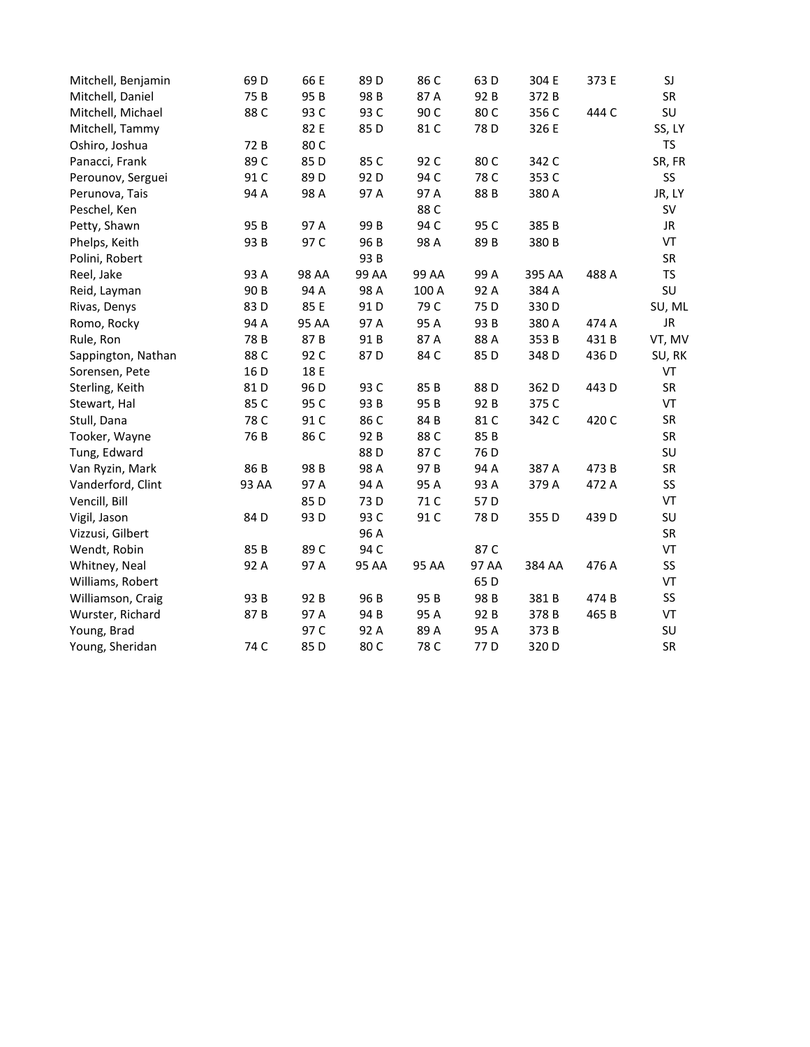| | | | | | | | | |
|---|---|---|---|---|---|---|---|---|
| Mitchell, Benjamin | 69 D | 66 E | 89 D | 86 C | 63 D | 304 E | 373 E | SJ |
| Mitchell, Daniel | 75 B | 95 B | 98 B | 87 A | 92 B | 372 B | | SR |
| Mitchell, Michael | 88 C | 93 C | 93 C | 90 C | 80 C | 356 C | 444 C | SU |
| Mitchell, Tammy | | 82 E | 85 D | 81 C | 78 D | 326 E | | SS, LY |
| Oshiro, Joshua | 72 B | 80 C | | | | | | TS |
| Panacci, Frank | 89 C | 85 D | 85 C | 92 C | 80 C | 342 C | | SR, FR |
| Perounov, Serguei | 91 C | 89 D | 92 D | 94 C | 78 C | 353 C | | SS |
| Perunova, Tais | 94 A | 98 A | 97 A | 97 A | 88 B | 380 A | | JR, LY |
| Peschel, Ken | | | | 88 C | | | | SV |
| Petty, Shawn | 95 B | 97 A | 99 B | 94 C | 95 C | 385 B | | JR |
| Phelps, Keith | 93 B | 97 C | 96 B | 98 A | 89 B | 380 B | | VT |
| Polini, Robert | | | 93 B | | | | | SR |
| Reel, Jake | 93 A | 98 AA | 99 AA | 99 AA | 99 A | 395 AA | 488 A | TS |
| Reid, Layman | 90 B | 94 A | 98 A | 100 A | 92 A | 384 A | | SU |
| Rivas, Denys | 83 D | 85 E | 91 D | 79 C | 75 D | 330 D | | SU, ML |
| Romo, Rocky | 94 A | 95 AA | 97 A | 95 A | 93 B | 380 A | 474 A | JR |
| Rule, Ron | 78 B | 87 B | 91 B | 87 A | 88 A | 353 B | 431 B | VT, MV |
| Sappington, Nathan | 88 C | 92 C | 87 D | 84 C | 85 D | 348 D | 436 D | SU, RK |
| Sorensen, Pete | 16 D | 18 E | | | | | | VT |
| Sterling, Keith | 81 D | 96 D | 93 C | 85 B | 88 D | 362 D | 443 D | SR |
| Stewart, Hal | 85 C | 95 C | 93 B | 95 B | 92 B | 375 C | | VT |
| Stull, Dana | 78 C | 91 C | 86 C | 84 B | 81 C | 342 C | 420 C | SR |
| Tooker, Wayne | 76 B | 86 C | 92 B | 88 C | 85 B | | | SR |
| Tung, Edward | | | 88 D | 87 C | 76 D | | | SU |
| Van Ryzin, Mark | 86 B | 98 B | 98 A | 97 B | 94 A | 387 A | 473 B | SR |
| Vanderford, Clint | 93 AA | 97 A | 94 A | 95 A | 93 A | 379 A | 472 A | SS |
| Vencill, Bill | | 85 D | 73 D | 71 C | 57 D | | | VT |
| Vigil, Jason | 84 D | 93 D | 93 C | 91 C | 78 D | 355 D | 439 D | SU |
| Vizzusi, Gilbert | | | 96 A | | | | | SR |
| Wendt, Robin | 85 B | 89 C | 94 C | | 87 C | | | VT |
| Whitney, Neal | 92 A | 97 A | 95 AA | 95 AA | 97 AA | 384 AA | 476 A | SS |
| Williams, Robert | | | | | 65 D | | | VT |
| Williamson, Craig | 93 B | 92 B | 96 B | 95 B | 98 B | 381 B | 474 B | SS |
| Wurster, Richard | 87 B | 97 A | 94 B | 95 A | 92 B | 378 B | 465 B | VT |
| Young, Brad | | 97 C | 92 A | 89 A | 95 A | 373 B | | SU |
| Young, Sheridan | 74 C | 85 D | 80 C | 78 C | 77 D | 320 D | | SR |